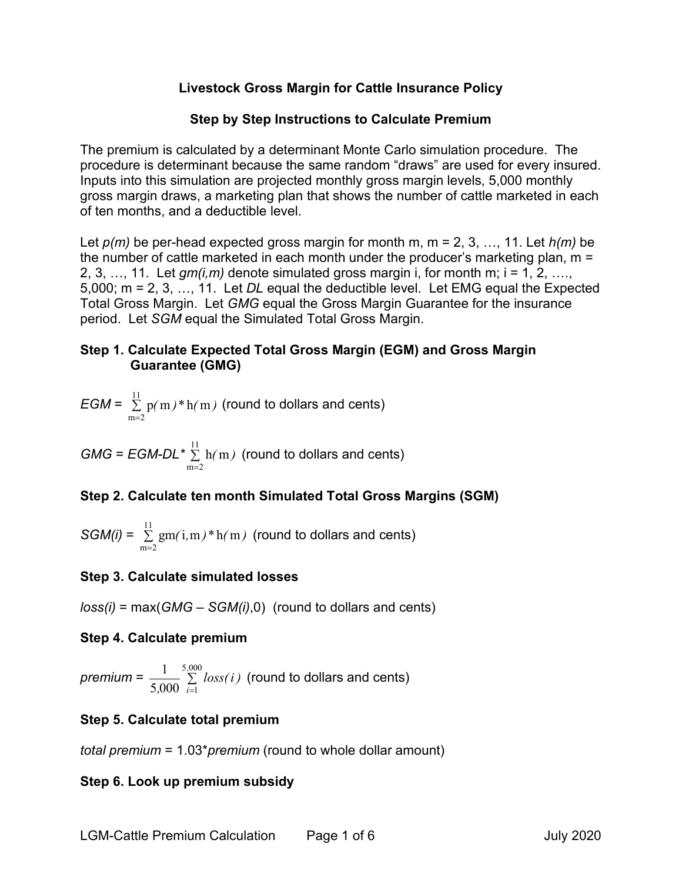## Livestock Gross Margin for Cattle Insurance Policy

### Step by Step Instructions to Calculate Premium

The premium is calculated by a determinant Monte Carlo simulation procedure. The procedure is determinant because the same random "draws" are used for every insured. Inputs into this simulation are projected monthly gross margin levels, 5,000 monthly gross margin draws, a marketing plan that shows the number of cattle marketed in each of ten months, and a deductible level.

Let $p(m)$ be per-head expected gross margin for month m, m = 2, 3, …, 11. Let $h(m)$ be the number of cattle marketed in each month under the producer's marketing plan, m = 2, 3, …, 11. Let $gm(i,m)$ denote simulated gross margin i, for month m; i = 1, 2, …., 5,000; m = 2, 3, …, 11. Let *DL* equal the deductible level. Let EMG equal the Expected Total Gross Margin. Let *GMG* equal the Gross Margin Guarantee for the insurance period. Let *SGM* equal the Simulated Total Gross Margin.

**Step 1. Calculate Expected Total Gross Margin (EGM) and Gross Margin Guarantee (GMG)**

$EGM = \sum_{m=2}^{11} p(m) * h(m)$ (round to dollars and cents)

$GMG = EGM - DL * \sum_{m=2}^{11} h(m)$ (round to dollars and cents)

**Step 2. Calculate ten month Simulated Total Gross Margins (SGM)**

$SGM(i) = \sum_{m=2}^{11} gm(i,m) * h(m)$ (round to dollars and cents)

**Step 3. Calculate simulated losses**

$loss(i) = \max(GMG - SGM(i), 0)$ (round to dollars and cents)

**Step 4. Calculate premium**

$premium = \frac{1}{5{,}000} \sum_{i=1}^{5{,}000} loss(i)$ (round to dollars and cents)

**Step 5. Calculate total premium**

*total premium* = 1.03\**premium* (round to whole dollar amount)

**Step 6. Look up premium subsidy**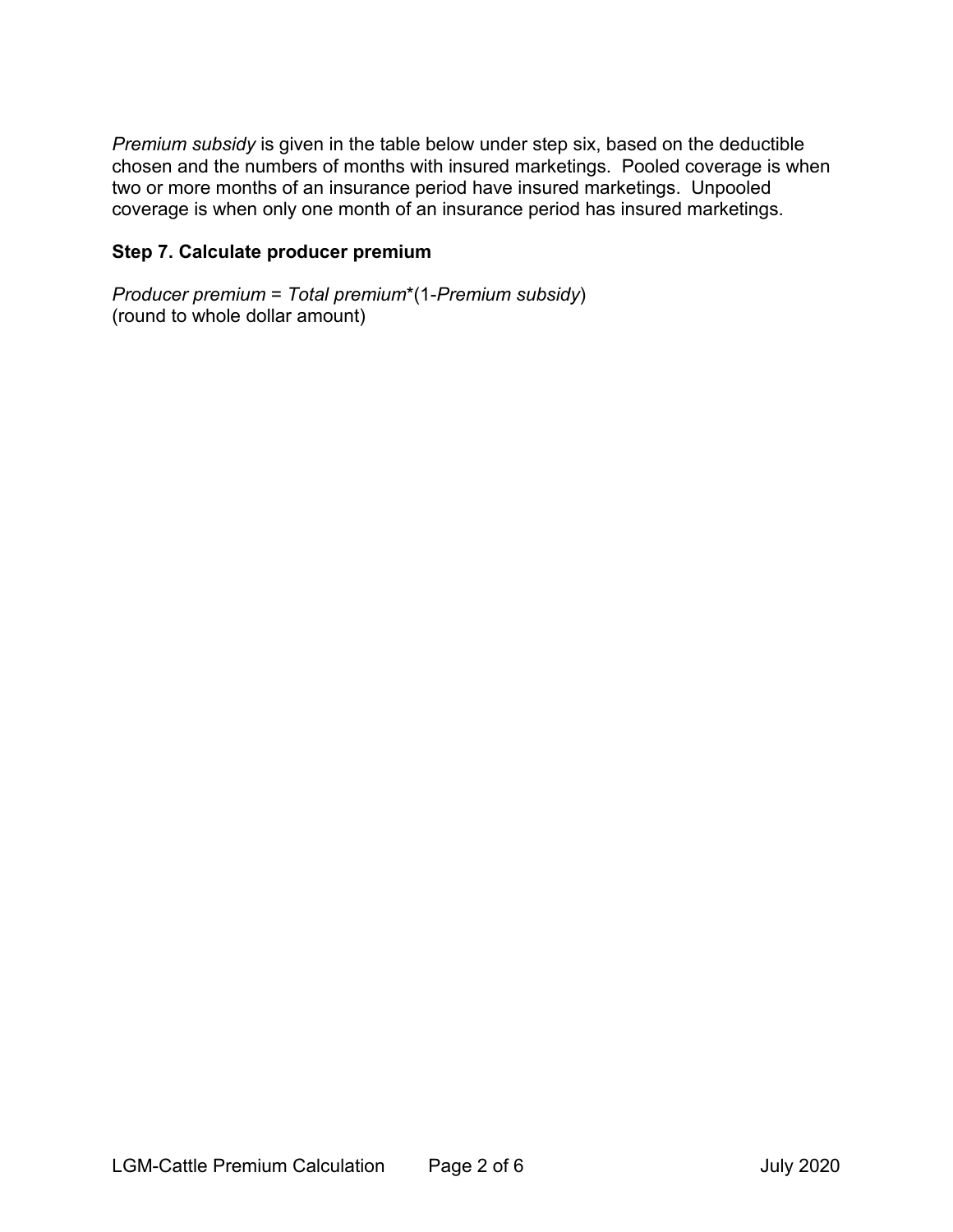*Premium subsidy* is given in the table below under step six, based on the deductible chosen and the numbers of months with insured marketings. Pooled coverage is when two or more months of an insurance period have insured marketings. Unpooled coverage is when only one month of an insurance period has insured marketings.

### Step 7. Calculate producer premium

*Producer premium* = *Total premium*\*(1-*Premium subsidy*)
(round to whole dollar amount)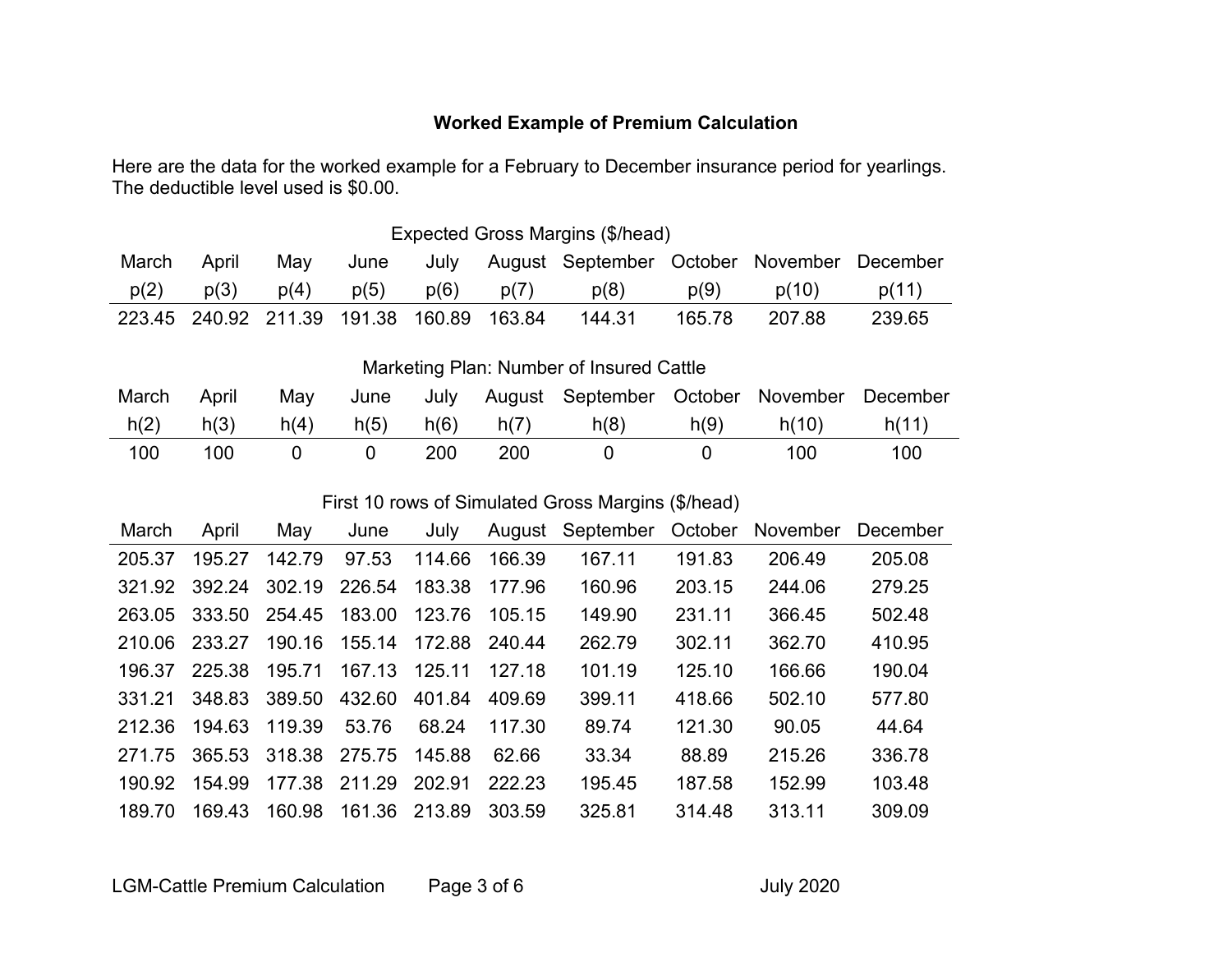## Worked Example of Premium Calculation

Here are the data for the worked example for a February to December insurance period for yearlings. The deductible level used is $0.00.

Expected Gross Margins ($/head)

| March | April | May | June | July | August | September | October | November | December |
|---|---|---|---|---|---|---|---|---|---|
| p(2) | p(3) | p(4) | p(5) | p(6) | p(7) | p(8) | p(9) | p(10) | p(11) |
| 223.45 | 240.92 | 211.39 | 191.38 | 160.89 | 163.84 | 144.31 | 165.78 | 207.88 | 239.65 |

Marketing Plan: Number of Insured Cattle

| March | April | May | June | July | August | September | October | November | December |
|---|---|---|---|---|---|---|---|---|---|
| h(2) | h(3) | h(4) | h(5) | h(6) | h(7) | h(8) | h(9) | h(10) | h(11) |
| 100 | 100 | 0 | 0 | 200 | 200 | 0 | 0 | 100 | 100 |

First 10 rows of Simulated Gross Margins ($/head)

| March | April | May | June | July | August | September | October | November | December |
|---|---|---|---|---|---|---|---|---|---|
| 205.37 | 195.27 | 142.79 | 97.53 | 114.66 | 166.39 | 167.11 | 191.83 | 206.49 | 205.08 |
| 321.92 | 392.24 | 302.19 | 226.54 | 183.38 | 177.96 | 160.96 | 203.15 | 244.06 | 279.25 |
| 263.05 | 333.50 | 254.45 | 183.00 | 123.76 | 105.15 | 149.90 | 231.11 | 366.45 | 502.48 |
| 210.06 | 233.27 | 190.16 | 155.14 | 172.88 | 240.44 | 262.79 | 302.11 | 362.70 | 410.95 |
| 196.37 | 225.38 | 195.71 | 167.13 | 125.11 | 127.18 | 101.19 | 125.10 | 166.66 | 190.04 |
| 331.21 | 348.83 | 389.50 | 432.60 | 401.84 | 409.69 | 399.11 | 418.66 | 502.10 | 577.80 |
| 212.36 | 194.63 | 119.39 | 53.76 | 68.24 | 117.30 | 89.74 | 121.30 | 90.05 | 44.64 |
| 271.75 | 365.53 | 318.38 | 275.75 | 145.88 | 62.66 | 33.34 | 88.89 | 215.26 | 336.78 |
| 190.92 | 154.99 | 177.38 | 211.29 | 202.91 | 222.23 | 195.45 | 187.58 | 152.99 | 103.48 |
| 189.70 | 169.43 | 160.98 | 161.36 | 213.89 | 303.59 | 325.81 | 314.48 | 313.11 | 309.09 |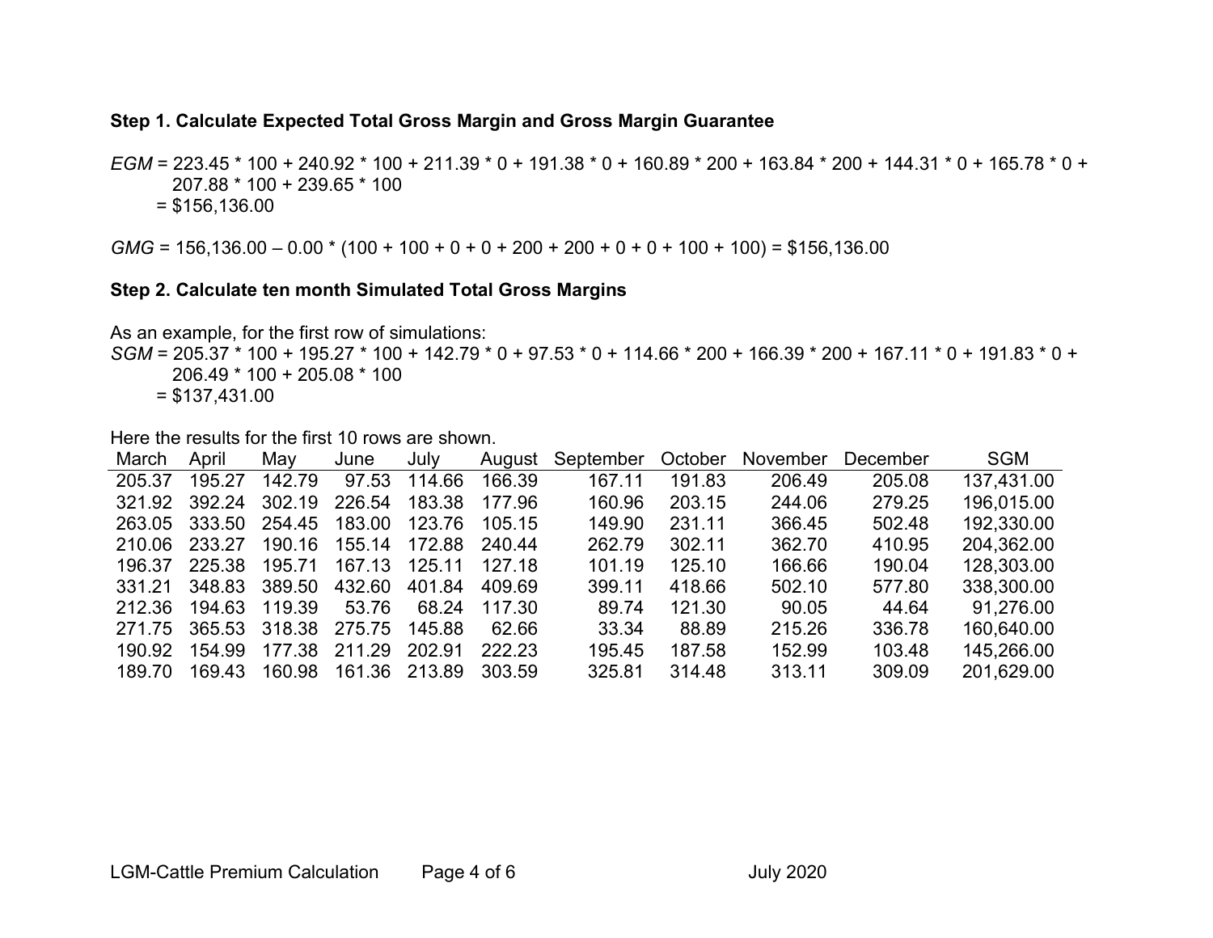**Step 1. Calculate Expected Total Gross Margin and Gross Margin Guarantee**

*EGM* = 223.45 * 100 + 240.92 * 100 + 211.39 * 0 + 191.38 * 0 + 160.89 * 200 + 163.84 * 200 + 144.31 * 0 + 165.78 * 0 + 207.88 * 100 + 239.65 * 100
= $156,136.00

*GMG* = 156,136.00 – 0.00 * (100 + 100 + 0 + 0 + 200 + 200 + 0 + 0 + 100 + 100) = $156,136.00

**Step 2. Calculate ten month Simulated Total Gross Margins**

As an example, for the first row of simulations:
*SGM* = 205.37 * 100 + 195.27 * 100 + 142.79 * 0 + 97.53 * 0 + 114.66 * 200 + 166.39 * 200 + 167.11 * 0 + 191.83 * 0 + 206.49 * 100 + 205.08 * 100
= $137,431.00

Here the results for the first 10 rows are shown.

| March | April | May | June | July | August | September | October | November | December | SGM |
|---|---|---|---|---|---|---|---|---|---|---|
| 205.37 | 195.27 | 142.79 | 97.53 | 114.66 | 166.39 | 167.11 | 191.83 | 206.49 | 205.08 | 137,431.00 |
| 321.92 | 392.24 | 302.19 | 226.54 | 183.38 | 177.96 | 160.96 | 203.15 | 244.06 | 279.25 | 196,015.00 |
| 263.05 | 333.50 | 254.45 | 183.00 | 123.76 | 105.15 | 149.90 | 231.11 | 366.45 | 502.48 | 192,330.00 |
| 210.06 | 233.27 | 190.16 | 155.14 | 172.88 | 240.44 | 262.79 | 302.11 | 362.70 | 410.95 | 204,362.00 |
| 196.37 | 225.38 | 195.71 | 167.13 | 125.11 | 127.18 | 101.19 | 125.10 | 166.66 | 190.04 | 128,303.00 |
| 331.21 | 348.83 | 389.50 | 432.60 | 401.84 | 409.69 | 399.11 | 418.66 | 502.10 | 577.80 | 338,300.00 |
| 212.36 | 194.63 | 119.39 | 53.76 | 68.24 | 117.30 | 89.74 | 121.30 | 90.05 | 44.64 | 91,276.00 |
| 271.75 | 365.53 | 318.38 | 275.75 | 145.88 | 62.66 | 33.34 | 88.89 | 215.26 | 336.78 | 160,640.00 |
| 190.92 | 154.99 | 177.38 | 211.29 | 202.91 | 222.23 | 195.45 | 187.58 | 152.99 | 103.48 | 145,266.00 |
| 189.70 | 169.43 | 160.98 | 161.36 | 213.89 | 303.59 | 325.81 | 314.48 | 313.11 | 309.09 | 201,629.00 |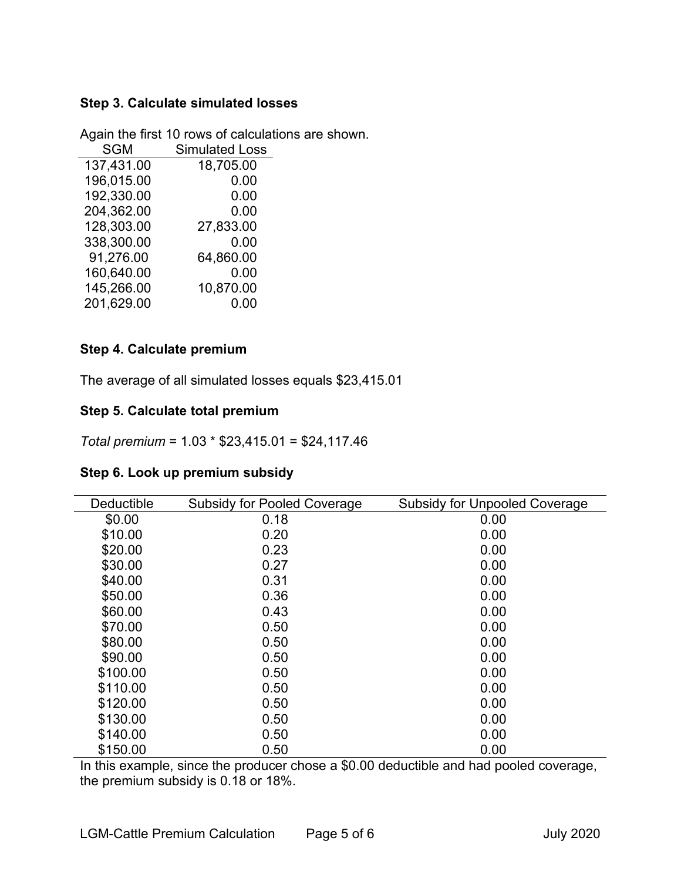**Step 3. Calculate simulated losses**

Again the first 10 rows of calculations are shown.

| SGM | Simulated Loss |
|---|---|
| 137,431.00 | 18,705.00 |
| 196,015.00 | 0.00 |
| 192,330.00 | 0.00 |
| 204,362.00 | 0.00 |
| 128,303.00 | 27,833.00 |
| 338,300.00 | 0.00 |
| 91,276.00 | 64,860.00 |
| 160,640.00 | 0.00 |
| 145,266.00 | 10,870.00 |
| 201,629.00 | 0.00 |

**Step 4. Calculate premium**

The average of all simulated losses equals $23,415.01

**Step 5. Calculate total premium**

*Total premium* = 1.03 * $23,415.01 = $24,117.46

**Step 6. Look up premium subsidy**

| Deductible | Subsidy for Pooled Coverage | Subsidy for Unpooled Coverage |
|---|---|---|
| $0.00 | 0.18 | 0.00 |
| $10.00 | 0.20 | 0.00 |
| $20.00 | 0.23 | 0.00 |
| $30.00 | 0.27 | 0.00 |
| $40.00 | 0.31 | 0.00 |
| $50.00 | 0.36 | 0.00 |
| $60.00 | 0.43 | 0.00 |
| $70.00 | 0.50 | 0.00 |
| $80.00 | 0.50 | 0.00 |
| $90.00 | 0.50 | 0.00 |
| $100.00 | 0.50 | 0.00 |
| $110.00 | 0.50 | 0.00 |
| $120.00 | 0.50 | 0.00 |
| $130.00 | 0.50 | 0.00 |
| $140.00 | 0.50 | 0.00 |
| $150.00 | 0.50 | 0.00 |

In this example, since the producer chose a $0.00 deductible and had pooled coverage, the premium subsidy is 0.18 or 18%.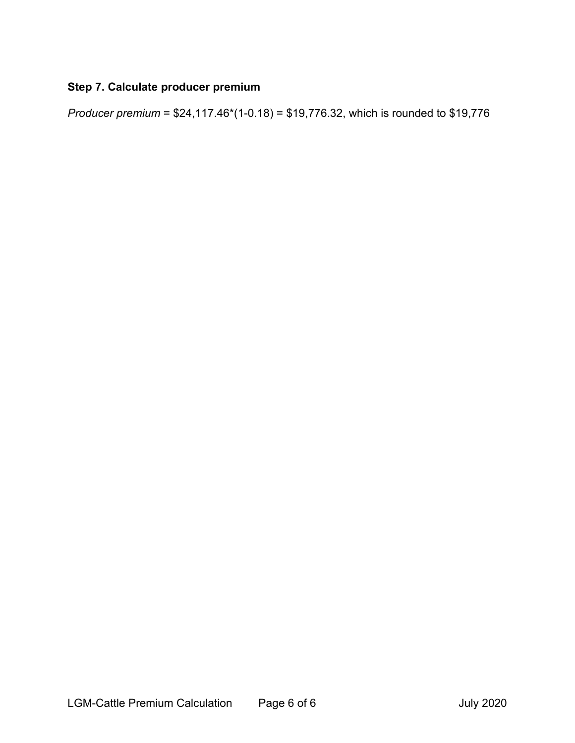**Step 7. Calculate producer premium**

*Producer premium* = $24,117.46*(1-0.18) = $19,776.32, which is rounded to $19,776